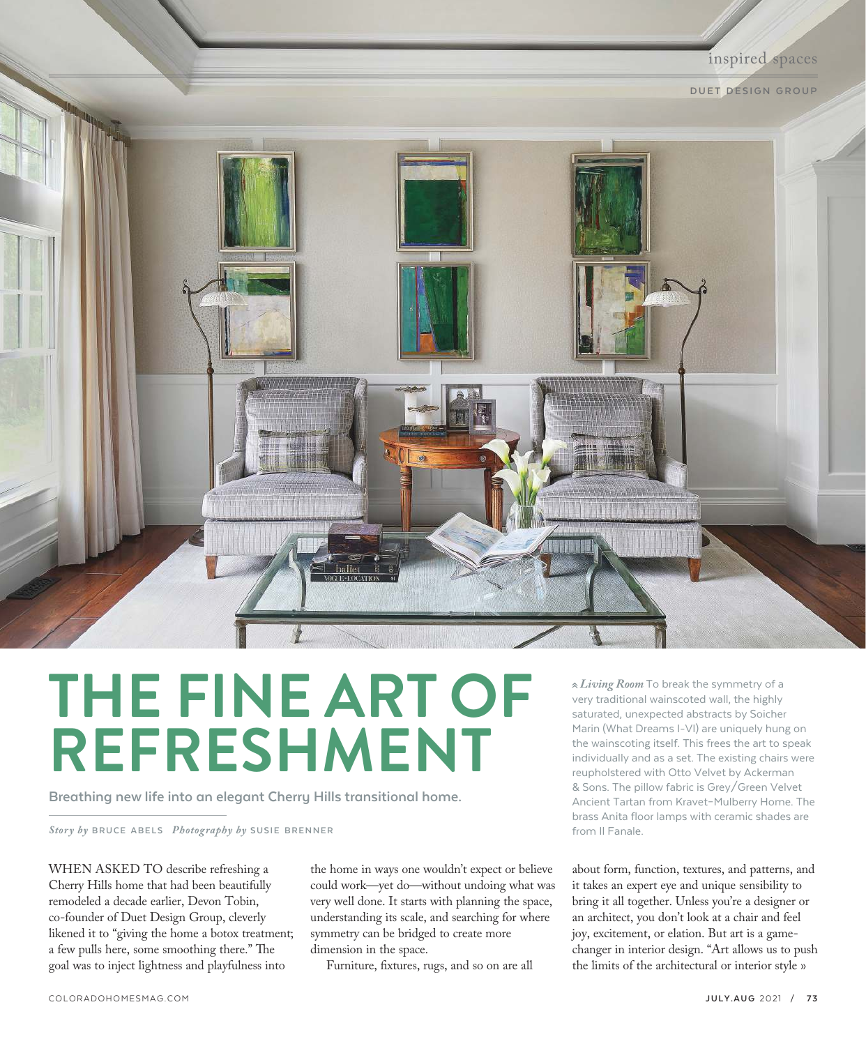# THE FINE ART OF REFRESHMENT

**Breathing new life into an elegant Cherry Hills transitional home.**

*Story by* BRUCE ABELS *Photography by* SUSIE BRENNER

**Living Room** To break the symmetry of a very traditional wainscoted wall, the highly saturated, unexpected abstracts by Soicher Marin (What Dreams I-VI) are uniquely hung on the wainscoting itself. This frees the art to speak individually and as a set. The existing chairs were reupholstered with Otto Velvet by Ackerman & Sons. The pillow fabric is Grey/Green Velvet Ancient Tartan from Kravet-Mulberry Home. The brass Anita floor lamps with ceramic shades are from Il Fanale.

WHEN ASKED TO describe refreshing a Cherry Hills home that had been beautifully remodeled a decade earlier, Devon Tobin, co-founder of Duet Design Group, cleverly likened it to "giving the home a botox treatment; a few pulls here, some smoothing there." The goal was to inject lightness and playfulness into the home in ways one wouldn't expect or believe could work—yet do—without undoing what was very well done. It starts with planning the space, understanding its scale, and searching for where symmetry can be bridged to create more dimension in the space.

Furniture, fixtures, rugs, and so on are all about form, function, textures, and patterns, and it takes an expert eye and unique sensibility to bring it all together. Unless you're a designer or an architect, you don't look at a chair and feel joy, excitement, or elation. But art is a game-changer in interior design. "Art allows us to push the limits of the architectural or interior style »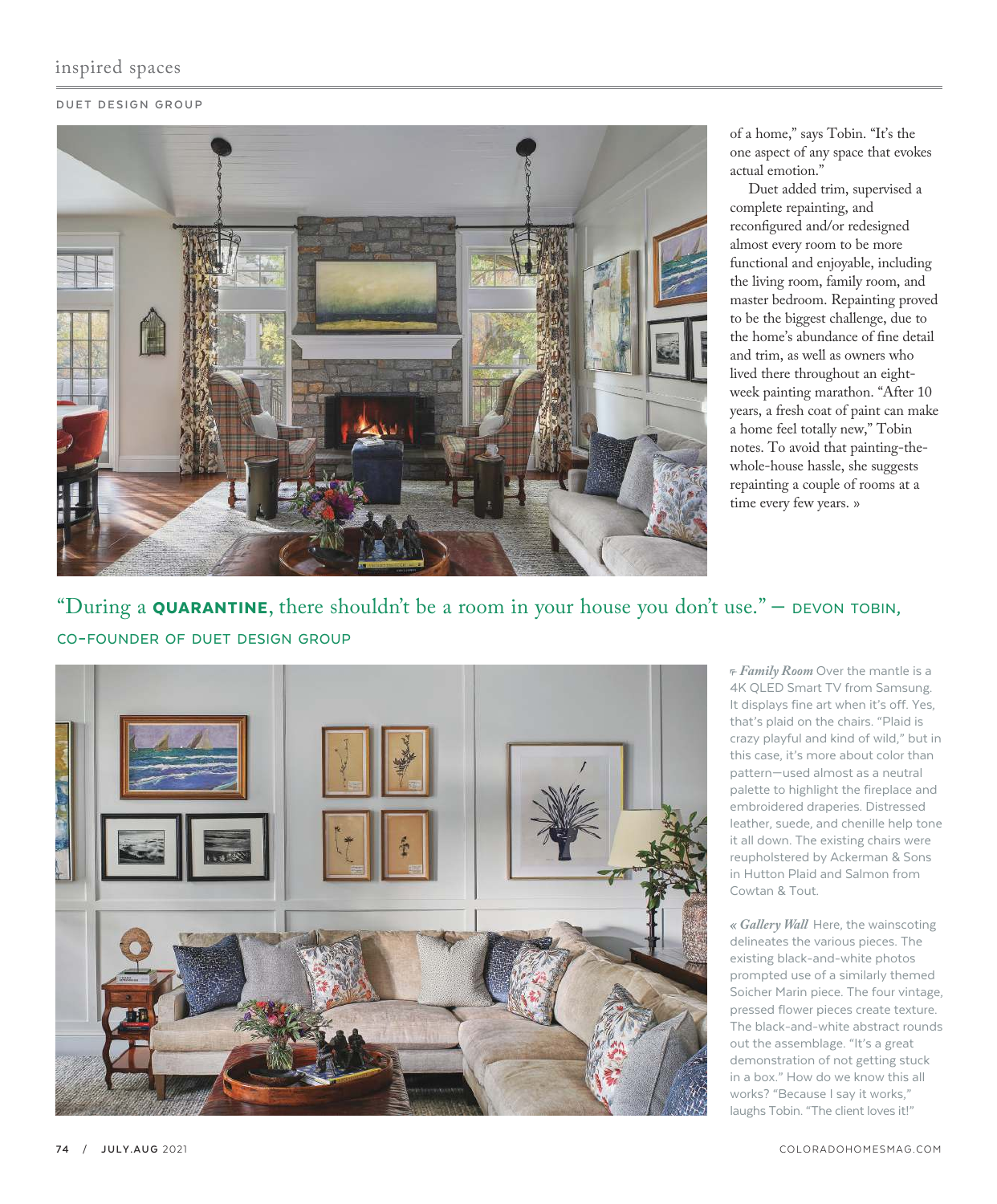DUET DESIGN GROUP

of a home," says Tobin. "It's the one aspect of any space that evokes actual emotion."

Duet added trim, supervised a complete repainting, and reconfigured and/or redesigned almost every room to be more functional and enjoyable, including the living room, family room, and master bedroom. Repainting proved to be the biggest challenge, due to the home's abundance of fine detail and trim, as well as owners who lived there throughout an eight-week painting marathon. "After 10 years, a fresh coat of paint can make a home feel totally new," Tobin notes. To avoid that painting-the-whole-house hassle, she suggests repainting a couple of rooms at a time every few years. »

"During a **QUARANTINE**, there shouldn't be a room in your house you don't use." – DEVON TOBIN, CO-FOUNDER OF DUET DESIGN GROUP

*Family Room* Over the mantle is a 4K QLED Smart TV from Samsung. It displays fine art when it's off. Yes, that's plaid on the chairs. "Plaid is crazy playful and kind of wild," but in this case, it's more about color than pattern—used almost as a neutral palette to highlight the fireplace and embroidered draperies. Distressed leather, suede, and chenille help tone it all down. The existing chairs were reupholstered by Ackerman & Sons in Hutton Plaid and Salmon from Cowtan & Tout.

« *Gallery Wall* Here, the wainscoting delineates the various pieces. The existing black-and-white photos prompted use of a similarly themed Soicher Marin piece. The four vintage, pressed flower pieces create texture. The black-and-white abstract rounds out the assemblage. "It's a great demonstration of not getting stuck in a box." How do we know this all works? "Because I say it works," laughs Tobin. "The client loves it!"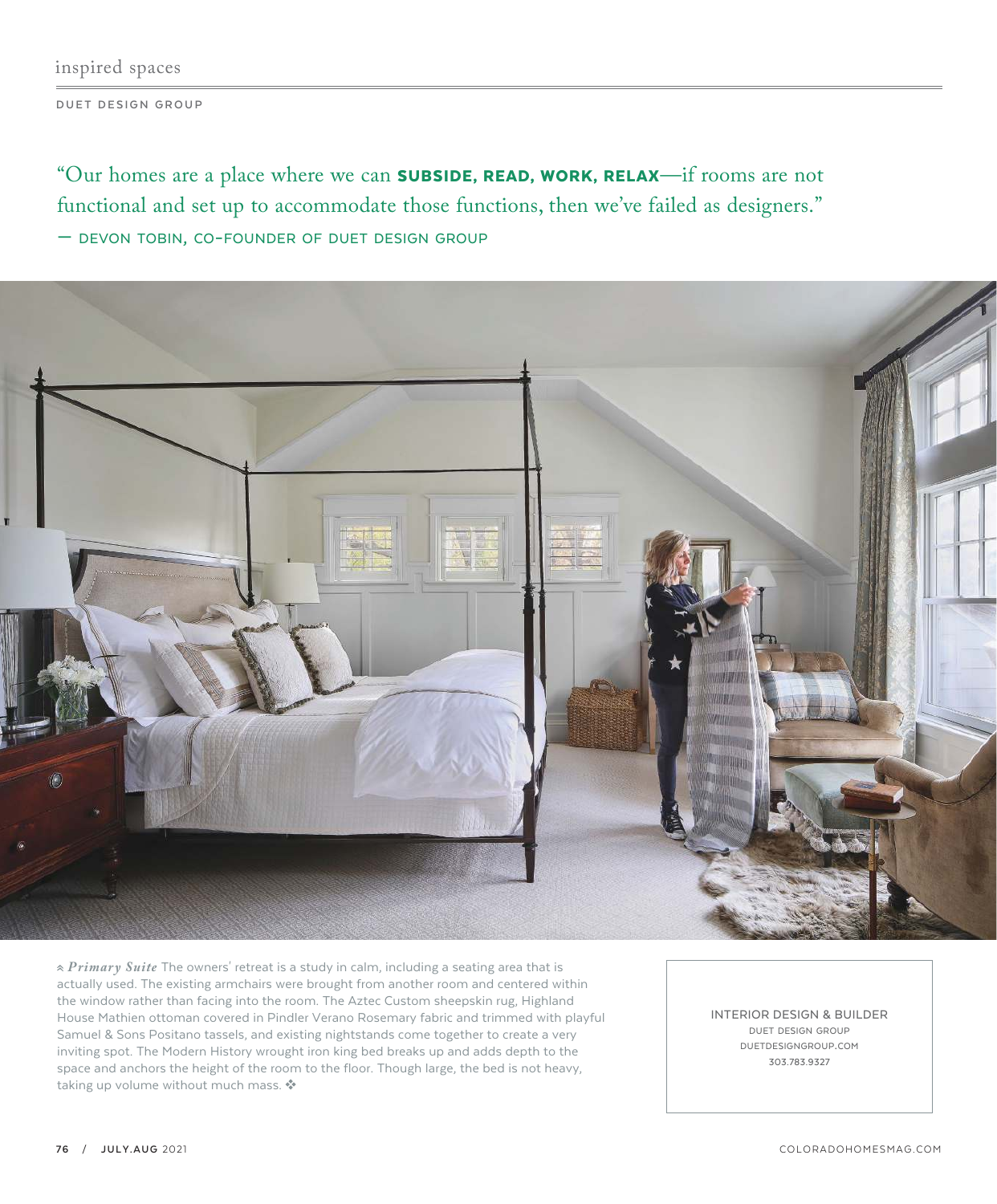DUET DESIGN GROUP

"Our homes are a place where we can **SUBSIDE, READ, WORK, RELAX**—if rooms are not functional and set up to accommodate those functions, then we've failed as designers."

— DEVON TOBIN, CO-FOUNDER OF DUET DESIGN GROUP

***Primary Suite*** The owners' retreat is a study in calm, including a seating area that is actually used. The existing armchairs were brought from another room and centered within the window rather than facing into the room. The Aztec Custom sheepskin rug, Highland House Mathien ottoman covered in Pindler Verano Rosemary fabric and trimmed with playful Samuel & Sons Positano tassels, and existing nightstands come together to create a very inviting spot. The Modern History wrought iron king bed breaks up and adds depth to the space and anchors the height of the room to the floor. Though large, the bed is not heavy, taking up volume without much mass. ❖

INTERIOR DESIGN & BUILDER
DUET DESIGN GROUP
DUETDESIGNGROUP.COM
303.783.9327